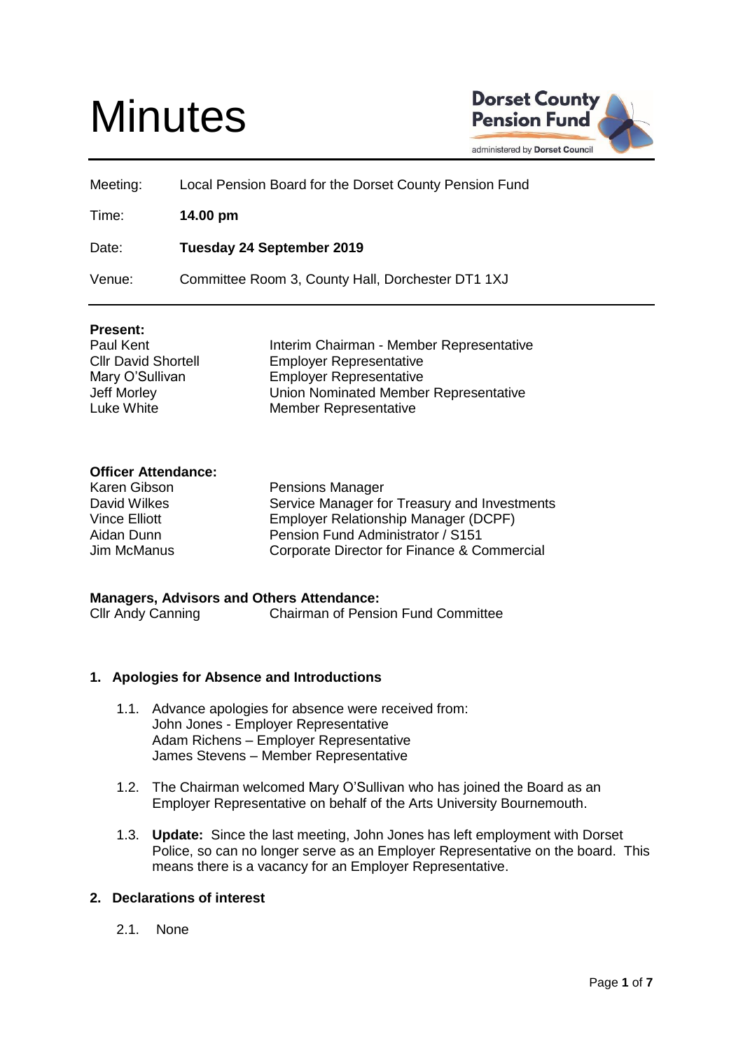# Minutes

Dorset County Pension Fund
administered by Dorset Council

| | |
|---|---|
| Meeting: | Local Pension Board for the Dorset County Pension Fund |
| Time: | **14.00 pm** |
| Date: | **Tuesday 24 September 2019** |
| Venue: | Committee Room 3, County Hall, Dorchester DT1 1XJ |

**Present:**

| | |
|---|---|
| Paul Kent | Interim Chairman - Member Representative |
| Cllr David Shortell | Employer Representative |
| Mary O'Sullivan | Employer Representative |
| Jeff Morley | Union Nominated Member Representative |
| Luke White | Member Representative |

**Officer Attendance:**

| | |
|---|---|
| Karen Gibson | Pensions Manager |
| David Wilkes | Service Manager for Treasury and Investments |
| Vince Elliott | Employer Relationship Manager (DCPF) |
| Aidan Dunn | Pension Fund Administrator / S151 |
| Jim McManus | Corporate Director for Finance & Commercial |

**Managers, Advisors and Others Attendance:**

| | |
|---|---|
| Cllr Andy Canning | Chairman of Pension Fund Committee |

## 1. Apologies for Absence and Introductions

1.1. Advance apologies for absence were received from:
John Jones - Employer Representative
Adam Richens – Employer Representative
James Stevens – Member Representative

1.2. The Chairman welcomed Mary O'Sullivan who has joined the Board as an Employer Representative on behalf of the Arts University Bournemouth.

1.3. **Update:** Since the last meeting, John Jones has left employment with Dorset Police, so can no longer serve as an Employer Representative on the board. This means there is a vacancy for an Employer Representative.

## 2. Declarations of interest

2.1. None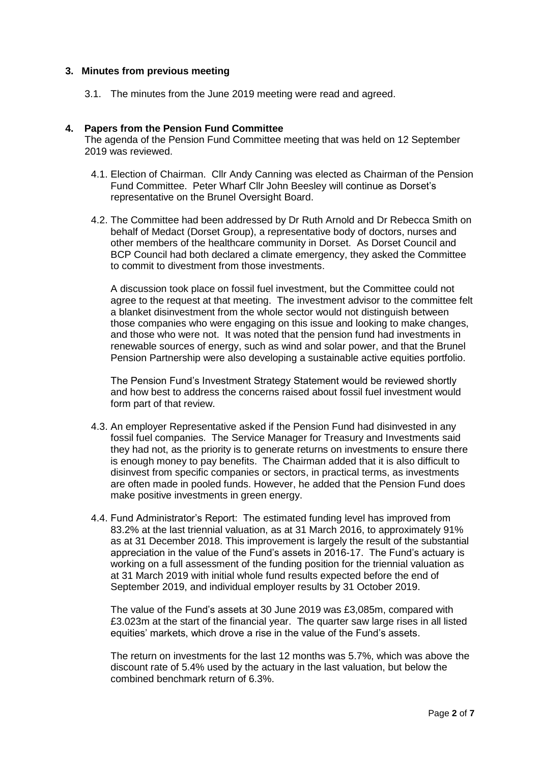## 3. Minutes from previous meeting

3.1. The minutes from the June 2019 meeting were read and agreed.

## 4. Papers from the Pension Fund Committee

The agenda of the Pension Fund Committee meeting that was held on 12 September 2019 was reviewed.

4.1. Election of Chairman. Cllr Andy Canning was elected as Chairman of the Pension Fund Committee. Peter Wharf Cllr John Beesley will continue as Dorset's representative on the Brunel Oversight Board.

4.2. The Committee had been addressed by Dr Ruth Arnold and Dr Rebecca Smith on behalf of Medact (Dorset Group), a representative body of doctors, nurses and other members of the healthcare community in Dorset. As Dorset Council and BCP Council had both declared a climate emergency, they asked the Committee to commit to divestment from those investments.

A discussion took place on fossil fuel investment, but the Committee could not agree to the request at that meeting. The investment advisor to the committee felt a blanket disinvestment from the whole sector would not distinguish between those companies who were engaging on this issue and looking to make changes, and those who were not. It was noted that the pension fund had investments in renewable sources of energy, such as wind and solar power, and that the Brunel Pension Partnership were also developing a sustainable active equities portfolio.

The Pension Fund's Investment Strategy Statement would be reviewed shortly and how best to address the concerns raised about fossil fuel investment would form part of that review.

4.3. An employer Representative asked if the Pension Fund had disinvested in any fossil fuel companies. The Service Manager for Treasury and Investments said they had not, as the priority is to generate returns on investments to ensure there is enough money to pay benefits. The Chairman added that it is also difficult to disinvest from specific companies or sectors, in practical terms, as investments are often made in pooled funds. However, he added that the Pension Fund does make positive investments in green energy.

4.4. Fund Administrator's Report: The estimated funding level has improved from 83.2% at the last triennial valuation, as at 31 March 2016, to approximately 91% as at 31 December 2018. This improvement is largely the result of the substantial appreciation in the value of the Fund's assets in 2016-17. The Fund's actuary is working on a full assessment of the funding position for the triennial valuation as at 31 March 2019 with initial whole fund results expected before the end of September 2019, and individual employer results by 31 October 2019.

The value of the Fund's assets at 30 June 2019 was £3,085m, compared with £3.023m at the start of the financial year. The quarter saw large rises in all listed equities' markets, which drove a rise in the value of the Fund's assets.

The return on investments for the last 12 months was 5.7%, which was above the discount rate of 5.4% used by the actuary in the last valuation, but below the combined benchmark return of 6.3%.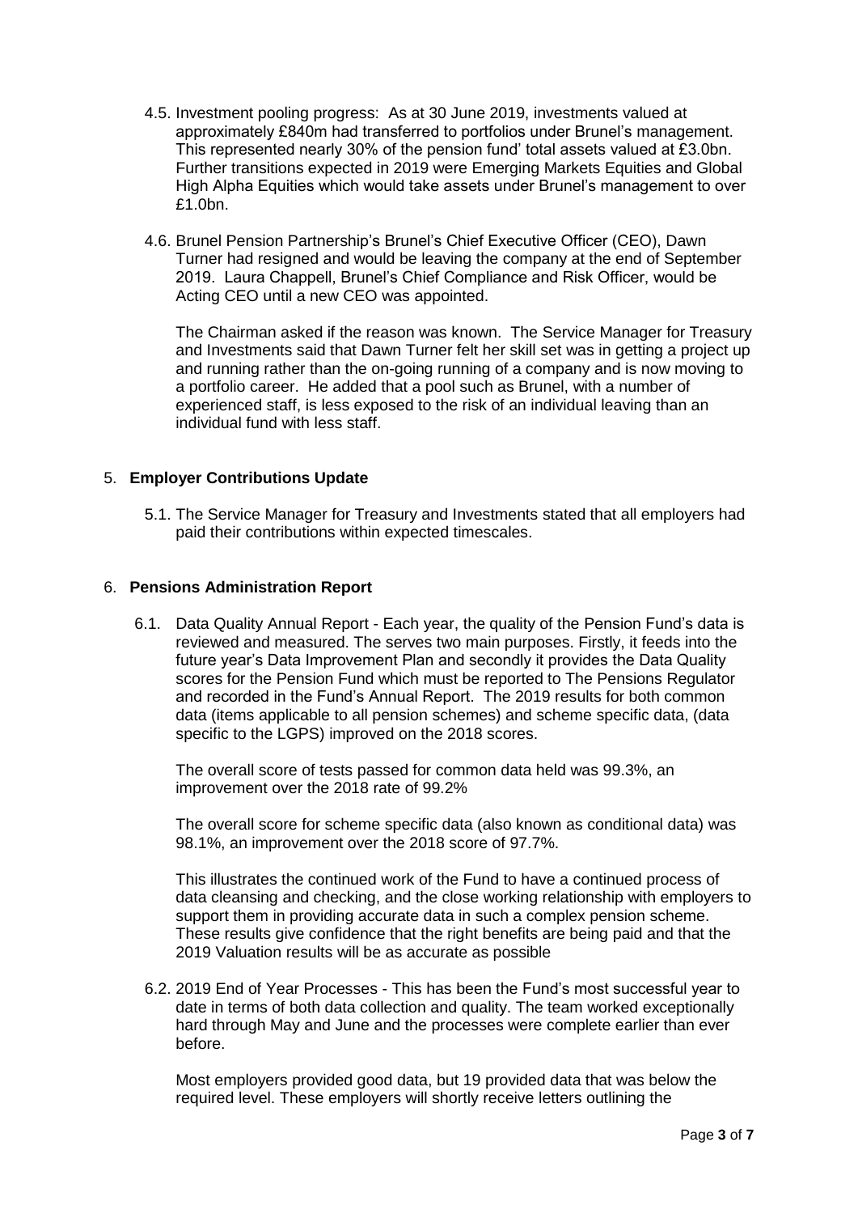4.5. Investment pooling progress: As at 30 June 2019, investments valued at approximately £840m had transferred to portfolios under Brunel's management. This represented nearly 30% of the pension fund' total assets valued at £3.0bn. Further transitions expected in 2019 were Emerging Markets Equities and Global High Alpha Equities which would take assets under Brunel's management to over £1.0bn.

4.6. Brunel Pension Partnership's Brunel's Chief Executive Officer (CEO), Dawn Turner had resigned and would be leaving the company at the end of September 2019. Laura Chappell, Brunel's Chief Compliance and Risk Officer, would be Acting CEO until a new CEO was appointed.

The Chairman asked if the reason was known. The Service Manager for Treasury and Investments said that Dawn Turner felt her skill set was in getting a project up and running rather than the on-going running of a company and is now moving to a portfolio career. He added that a pool such as Brunel, with a number of experienced staff, is less exposed to the risk of an individual leaving than an individual fund with less staff.

## 5. **Employer Contributions Update**

5.1. The Service Manager for Treasury and Investments stated that all employers had paid their contributions within expected timescales.

## 6. **Pensions Administration Report**

6.1. Data Quality Annual Report - Each year, the quality of the Pension Fund's data is reviewed and measured. The serves two main purposes. Firstly, it feeds into the future year's Data Improvement Plan and secondly it provides the Data Quality scores for the Pension Fund which must be reported to The Pensions Regulator and recorded in the Fund's Annual Report. The 2019 results for both common data (items applicable to all pension schemes) and scheme specific data, (data specific to the LGPS) improved on the 2018 scores.

The overall score of tests passed for common data held was 99.3%, an improvement over the 2018 rate of 99.2%

The overall score for scheme specific data (also known as conditional data) was 98.1%, an improvement over the 2018 score of 97.7%.

This illustrates the continued work of the Fund to have a continued process of data cleansing and checking, and the close working relationship with employers to support them in providing accurate data in such a complex pension scheme. These results give confidence that the right benefits are being paid and that the 2019 Valuation results will be as accurate as possible

6.2. 2019 End of Year Processes - This has been the Fund's most successful year to date in terms of both data collection and quality. The team worked exceptionally hard through May and June and the processes were complete earlier than ever before.

Most employers provided good data, but 19 provided data that was below the required level. These employers will shortly receive letters outlining the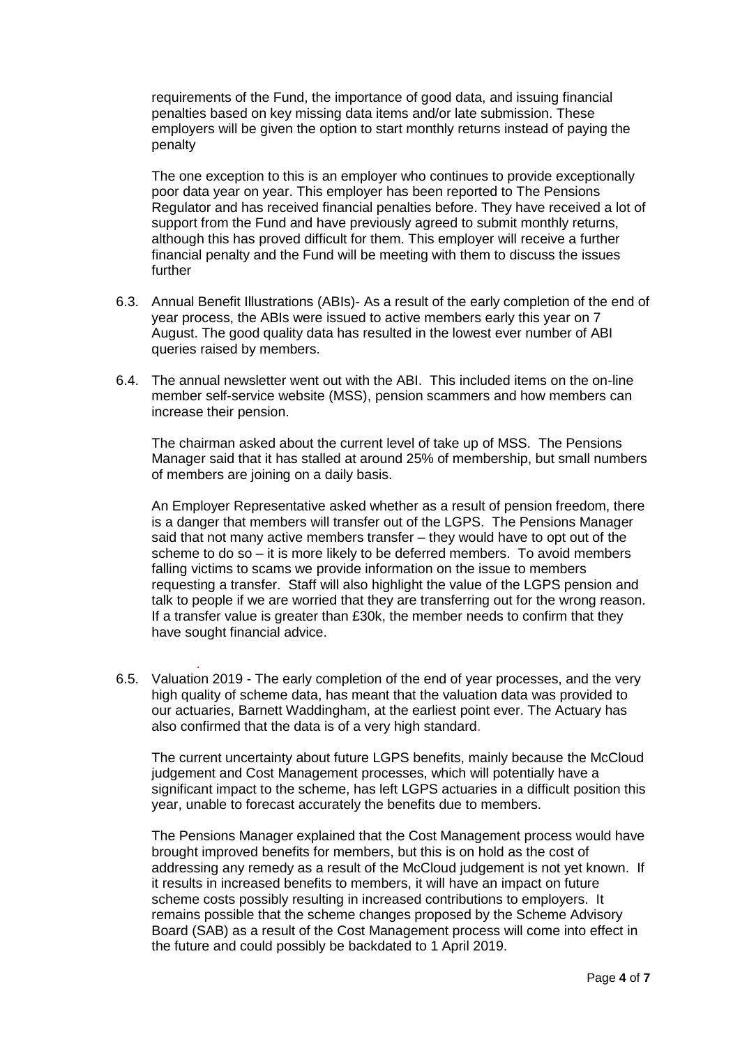requirements of the Fund, the importance of good data, and issuing financial penalties based on key missing data items and/or late submission. These employers will be given the option to start monthly returns instead of paying the penalty

The one exception to this is an employer who continues to provide exceptionally poor data year on year. This employer has been reported to The Pensions Regulator and has received financial penalties before. They have received a lot of support from the Fund and have previously agreed to submit monthly returns, although this has proved difficult for them. This employer will receive a further financial penalty and the Fund will be meeting with them to discuss the issues further

6.3. Annual Benefit Illustrations (ABIs)- As a result of the early completion of the end of year process, the ABIs were issued to active members early this year on 7 August. The good quality data has resulted in the lowest ever number of ABI queries raised by members.

6.4. The annual newsletter went out with the ABI. This included items on the on-line member self-service website (MSS), pension scammers and how members can increase their pension.

The chairman asked about the current level of take up of MSS. The Pensions Manager said that it has stalled at around 25% of membership, but small numbers of members are joining on a daily basis.

An Employer Representative asked whether as a result of pension freedom, there is a danger that members will transfer out of the LGPS. The Pensions Manager said that not many active members transfer – they would have to opt out of the scheme to do so – it is more likely to be deferred members. To avoid members falling victims to scams we provide information on the issue to members requesting a transfer. Staff will also highlight the value of the LGPS pension and talk to people if we are worried that they are transferring out for the wrong reason. If a transfer value is greater than £30k, the member needs to confirm that they have sought financial advice.

6.5. Valuation 2019 - The early completion of the end of year processes, and the very high quality of scheme data, has meant that the valuation data was provided to our actuaries, Barnett Waddingham, at the earliest point ever. The Actuary has also confirmed that the data is of a very high standard.

The current uncertainty about future LGPS benefits, mainly because the McCloud judgement and Cost Management processes, which will potentially have a significant impact to the scheme, has left LGPS actuaries in a difficult position this year, unable to forecast accurately the benefits due to members.

The Pensions Manager explained that the Cost Management process would have brought improved benefits for members, but this is on hold as the cost of addressing any remedy as a result of the McCloud judgement is not yet known. If it results in increased benefits to members, it will have an impact on future scheme costs possibly resulting in increased contributions to employers. It remains possible that the scheme changes proposed by the Scheme Advisory Board (SAB) as a result of the Cost Management process will come into effect in the future and could possibly be backdated to 1 April 2019.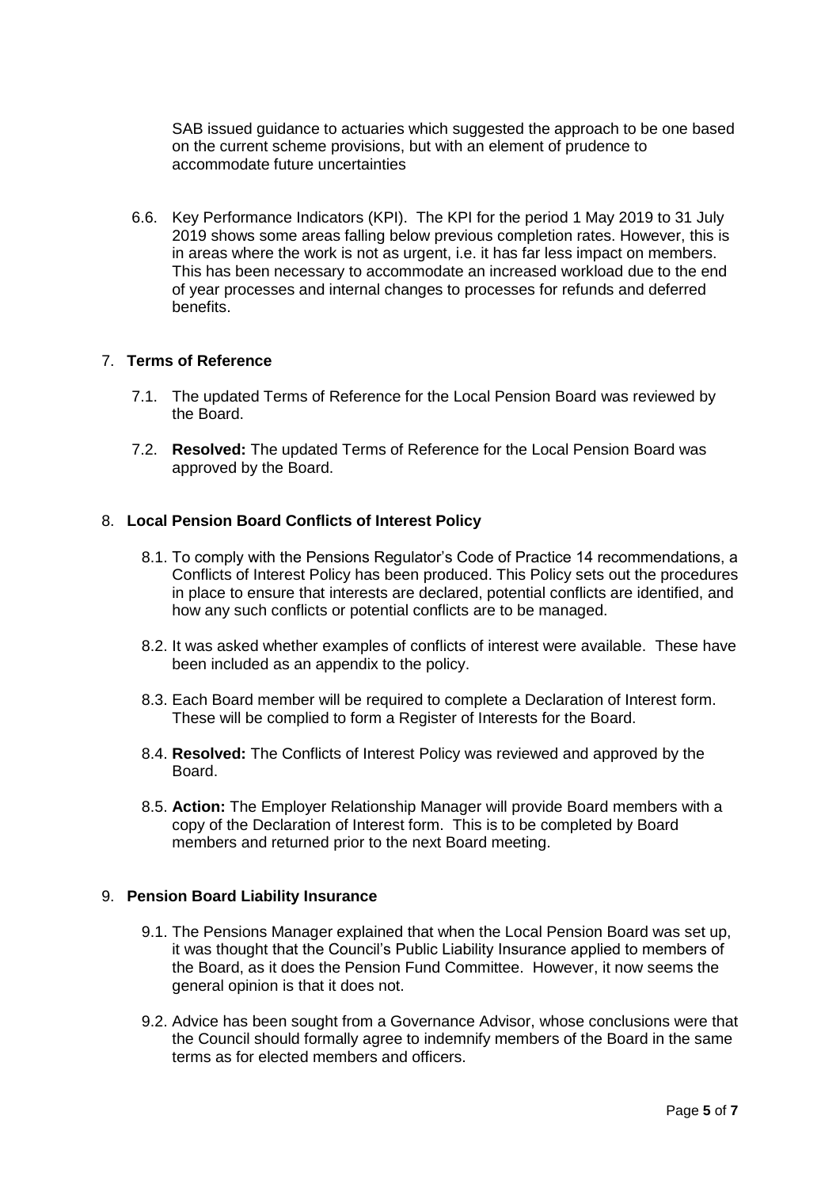SAB issued guidance to actuaries which suggested the approach to be one based on the current scheme provisions, but with an element of prudence to accommodate future uncertainties

6.6. Key Performance Indicators (KPI). The KPI for the period 1 May 2019 to 31 July 2019 shows some areas falling below previous completion rates. However, this is in areas where the work is not as urgent, i.e. it has far less impact on members. This has been necessary to accommodate an increased workload due to the end of year processes and internal changes to processes for refunds and deferred benefits.

7. **Terms of Reference**

7.1. The updated Terms of Reference for the Local Pension Board was reviewed by the Board.

7.2. **Resolved:** The updated Terms of Reference for the Local Pension Board was approved by the Board.

8. **Local Pension Board Conflicts of Interest Policy**

8.1. To comply with the Pensions Regulator's Code of Practice 14 recommendations, a Conflicts of Interest Policy has been produced. This Policy sets out the procedures in place to ensure that interests are declared, potential conflicts are identified, and how any such conflicts or potential conflicts are to be managed.

8.2. It was asked whether examples of conflicts of interest were available. These have been included as an appendix to the policy.

8.3. Each Board member will be required to complete a Declaration of Interest form. These will be complied to form a Register of Interests for the Board.

8.4. **Resolved:** The Conflicts of Interest Policy was reviewed and approved by the Board.

8.5. **Action:** The Employer Relationship Manager will provide Board members with a copy of the Declaration of Interest form. This is to be completed by Board members and returned prior to the next Board meeting.

9. **Pension Board Liability Insurance**

9.1. The Pensions Manager explained that when the Local Pension Board was set up, it was thought that the Council's Public Liability Insurance applied to members of the Board, as it does the Pension Fund Committee. However, it now seems the general opinion is that it does not.

9.2. Advice has been sought from a Governance Advisor, whose conclusions were that the Council should formally agree to indemnify members of the Board in the same terms as for elected members and officers.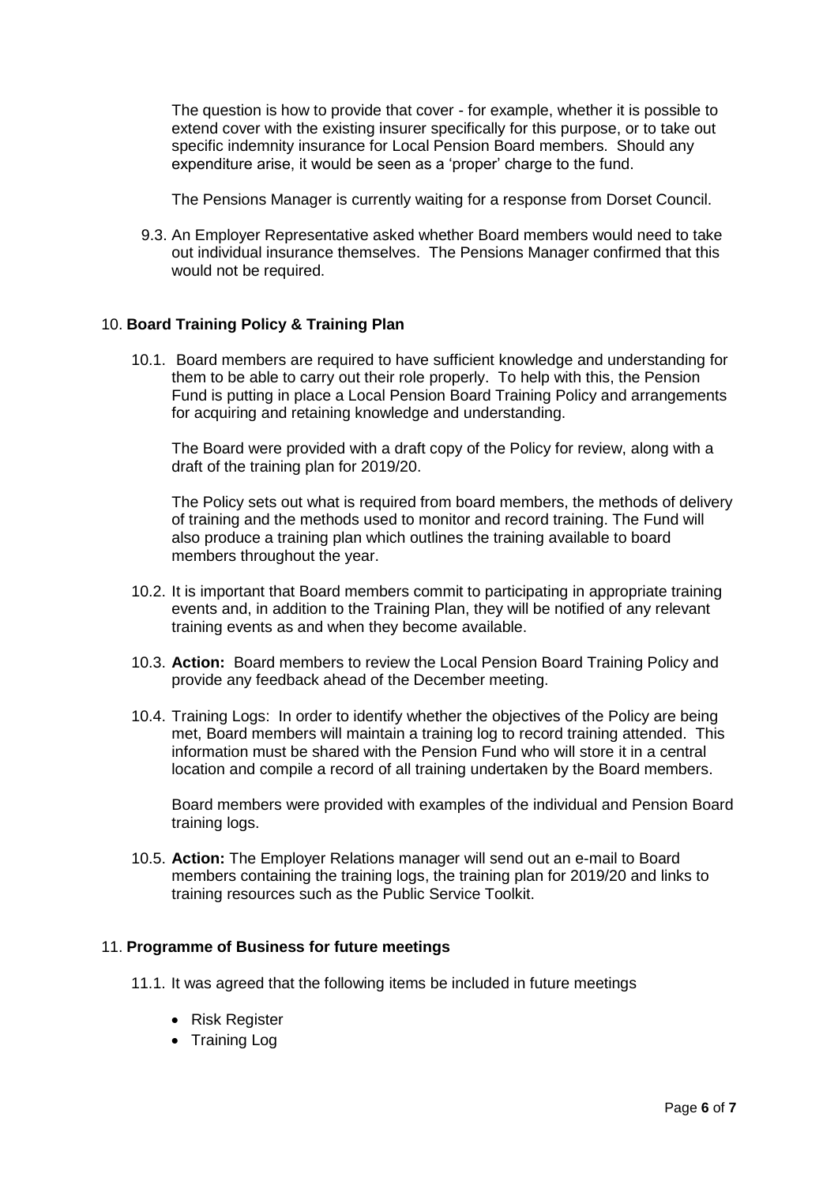The question is how to provide that cover - for example, whether it is possible to extend cover with the existing insurer specifically for this purpose, or to take out specific indemnity insurance for Local Pension Board members. Should any expenditure arise, it would be seen as a 'proper' charge to the fund.

The Pensions Manager is currently waiting for a response from Dorset Council.

9.3. An Employer Representative asked whether Board members would need to take out individual insurance themselves. The Pensions Manager confirmed that this would not be required.

10. **Board Training Policy & Training Plan**

10.1. Board members are required to have sufficient knowledge and understanding for them to be able to carry out their role properly. To help with this, the Pension Fund is putting in place a Local Pension Board Training Policy and arrangements for acquiring and retaining knowledge and understanding.

The Board were provided with a draft copy of the Policy for review, along with a draft of the training plan for 2019/20.

The Policy sets out what is required from board members, the methods of delivery of training and the methods used to monitor and record training. The Fund will also produce a training plan which outlines the training available to board members throughout the year.

10.2. It is important that Board members commit to participating in appropriate training events and, in addition to the Training Plan, they will be notified of any relevant training events as and when they become available.

10.3. **Action:** Board members to review the Local Pension Board Training Policy and provide any feedback ahead of the December meeting.

10.4. Training Logs: In order to identify whether the objectives of the Policy are being met, Board members will maintain a training log to record training attended. This information must be shared with the Pension Fund who will store it in a central location and compile a record of all training undertaken by the Board members.

Board members were provided with examples of the individual and Pension Board training logs.

10.5. **Action:** The Employer Relations manager will send out an e-mail to Board members containing the training logs, the training plan for 2019/20 and links to training resources such as the Public Service Toolkit.

11. **Programme of Business for future meetings**

11.1. It was agreed that the following items be included in future meetings

- Risk Register
- Training Log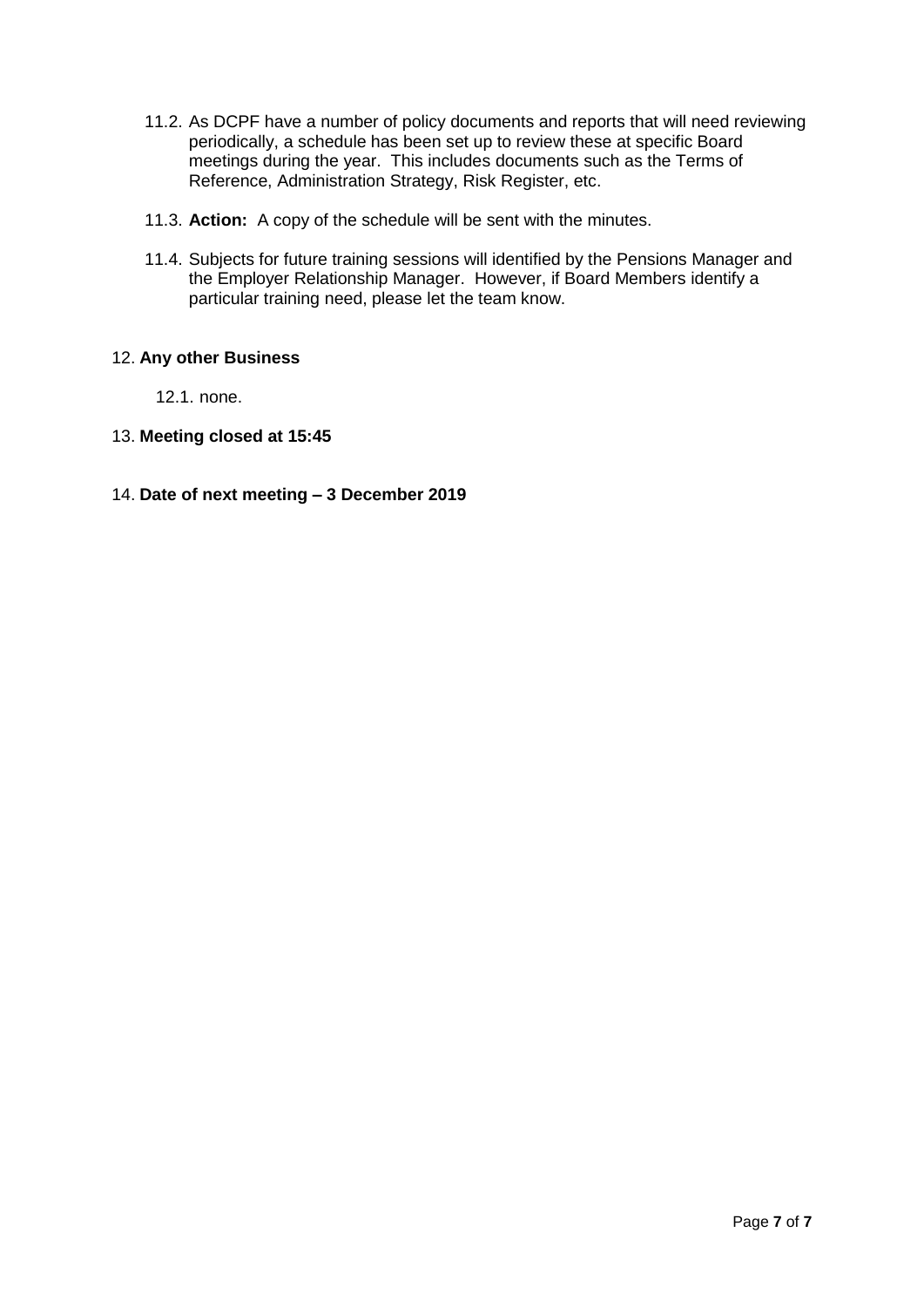11.2. As DCPF have a number of policy documents and reports that will need reviewing periodically, a schedule has been set up to review these at specific Board meetings during the year. This includes documents such as the Terms of Reference, Administration Strategy, Risk Register, etc.

11.3. **Action:** A copy of the schedule will be sent with the minutes.

11.4. Subjects for future training sessions will identified by the Pensions Manager and the Employer Relationship Manager. However, if Board Members identify a particular training need, please let the team know.

12. **Any other Business**

    12.1. none.

13. **Meeting closed at 15:45**

14. **Date of next meeting – 3 December 2019**